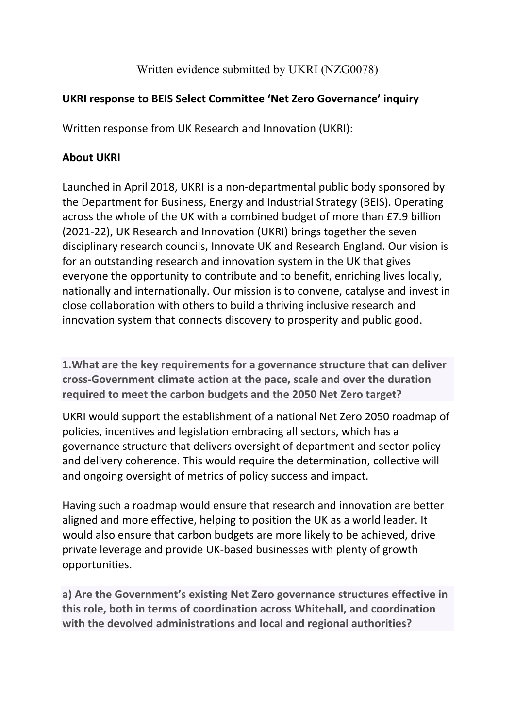Written evidence submitted by UKRI (NZG0078)

## UKRI response to BEIS Select Committee 'Net Zero Governance' inquiry

Written response from UK Research and Innovation (UKRI):

### About UKRI

Launched in April 2018, UKRI is a non-departmental public body sponsored by the Department for Business, Energy and Industrial Strategy (BEIS). Operating across the whole of the UK with a combined budget of more than £7.9 billion (2021-22), UK Research and Innovation (UKRI) brings together the seven disciplinary research councils, Innovate UK and Research England. Our vision is for an outstanding research and innovation system in the UK that gives everyone the opportunity to contribute and to benefit, enriching lives locally, nationally and internationally. Our mission is to convene, catalyse and invest in close collaboration with others to build a thriving inclusive research and innovation system that connects discovery to prosperity and public good.

**1.What are the key requirements for a governance structure that can deliver cross-Government climate action at the pace, scale and over the duration required to meet the carbon budgets and the 2050 Net Zero target?**

UKRI would support the establishment of a national Net Zero 2050 roadmap of policies, incentives and legislation embracing all sectors, which has a governance structure that delivers oversight of department and sector policy and delivery coherence. This would require the determination, collective will and ongoing oversight of metrics of policy success and impact.

Having such a roadmap would ensure that research and innovation are better aligned and more effective, helping to position the UK as a world leader. It would also ensure that carbon budgets are more likely to be achieved, drive private leverage and provide UK-based businesses with plenty of growth opportunities.

**a) Are the Government's existing Net Zero governance structures effective in this role, both in terms of coordination across Whitehall, and coordination with the devolved administrations and local and regional authorities?**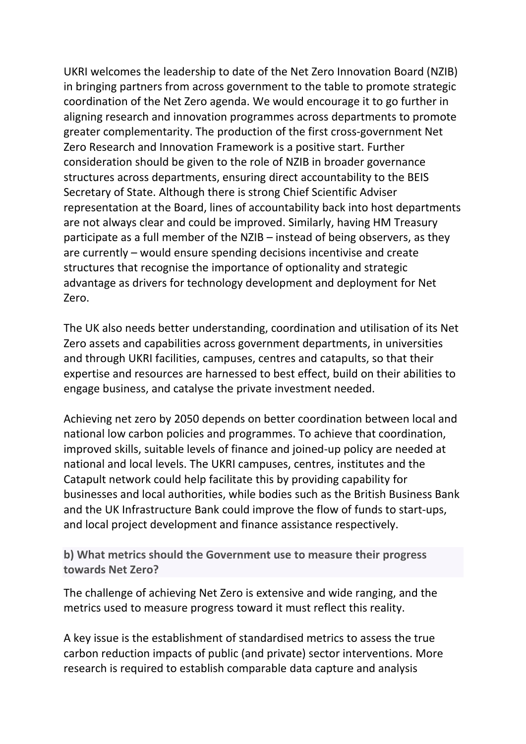UKRI welcomes the leadership to date of the Net Zero Innovation Board (NZIB) in bringing partners from across government to the table to promote strategic coordination of the Net Zero agenda. We would encourage it to go further in aligning research and innovation programmes across departments to promote greater complementarity. The production of the first cross-government Net Zero Research and Innovation Framework is a positive start. Further consideration should be given to the role of NZIB in broader governance structures across departments, ensuring direct accountability to the BEIS Secretary of State. Although there is strong Chief Scientific Adviser representation at the Board, lines of accountability back into host departments are not always clear and could be improved. Similarly, having HM Treasury participate as a full member of the NZIB – instead of being observers, as they are currently – would ensure spending decisions incentivise and create structures that recognise the importance of optionality and strategic advantage as drivers for technology development and deployment for Net Zero.

The UK also needs better understanding, coordination and utilisation of its Net Zero assets and capabilities across government departments, in universities and through UKRI facilities, campuses, centres and catapults, so that their expertise and resources are harnessed to best effect, build on their abilities to engage business, and catalyse the private investment needed.

Achieving net zero by 2050 depends on better coordination between local and national low carbon policies and programmes. To achieve that coordination, improved skills, suitable levels of finance and joined-up policy are needed at national and local levels. The UKRI campuses, centres, institutes and the Catapult network could help facilitate this by providing capability for businesses and local authorities, while bodies such as the British Business Bank and the UK Infrastructure Bank could improve the flow of funds to start-ups, and local project development and finance assistance respectively.

**b) What metrics should the Government use to measure their progress towards Net Zero?**

The challenge of achieving Net Zero is extensive and wide ranging, and the metrics used to measure progress toward it must reflect this reality.

A key issue is the establishment of standardised metrics to assess the true carbon reduction impacts of public (and private) sector interventions. More research is required to establish comparable data capture and analysis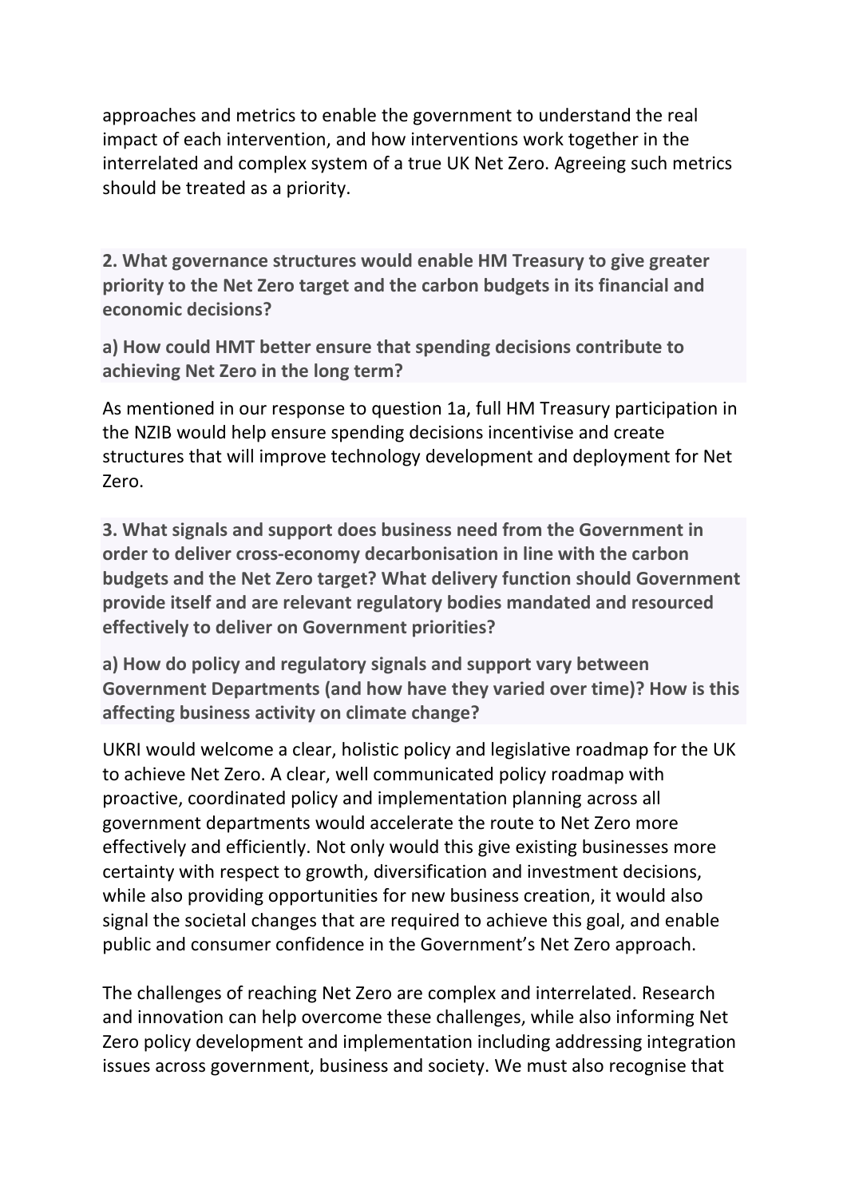approaches and metrics to enable the government to understand the real impact of each intervention, and how interventions work together in the interrelated and complex system of a true UK Net Zero. Agreeing such metrics should be treated as a priority.

**2. What governance structures would enable HM Treasury to give greater priority to the Net Zero target and the carbon budgets in its financial and economic decisions?**

**a) How could HMT better ensure that spending decisions contribute to achieving Net Zero in the long term?**

As mentioned in our response to question 1a, full HM Treasury participation in the NZIB would help ensure spending decisions incentivise and create structures that will improve technology development and deployment for Net Zero.

**3. What signals and support does business need from the Government in order to deliver cross-economy decarbonisation in line with the carbon budgets and the Net Zero target? What delivery function should Government provide itself and are relevant regulatory bodies mandated and resourced effectively to deliver on Government priorities?**

**a) How do policy and regulatory signals and support vary between Government Departments (and how have they varied over time)? How is this affecting business activity on climate change?**

UKRI would welcome a clear, holistic policy and legislative roadmap for the UK to achieve Net Zero. A clear, well communicated policy roadmap with proactive, coordinated policy and implementation planning across all government departments would accelerate the route to Net Zero more effectively and efficiently. Not only would this give existing businesses more certainty with respect to growth, diversification and investment decisions, while also providing opportunities for new business creation, it would also signal the societal changes that are required to achieve this goal, and enable public and consumer confidence in the Government's Net Zero approach.

The challenges of reaching Net Zero are complex and interrelated. Research and innovation can help overcome these challenges, while also informing Net Zero policy development and implementation including addressing integration issues across government, business and society. We must also recognise that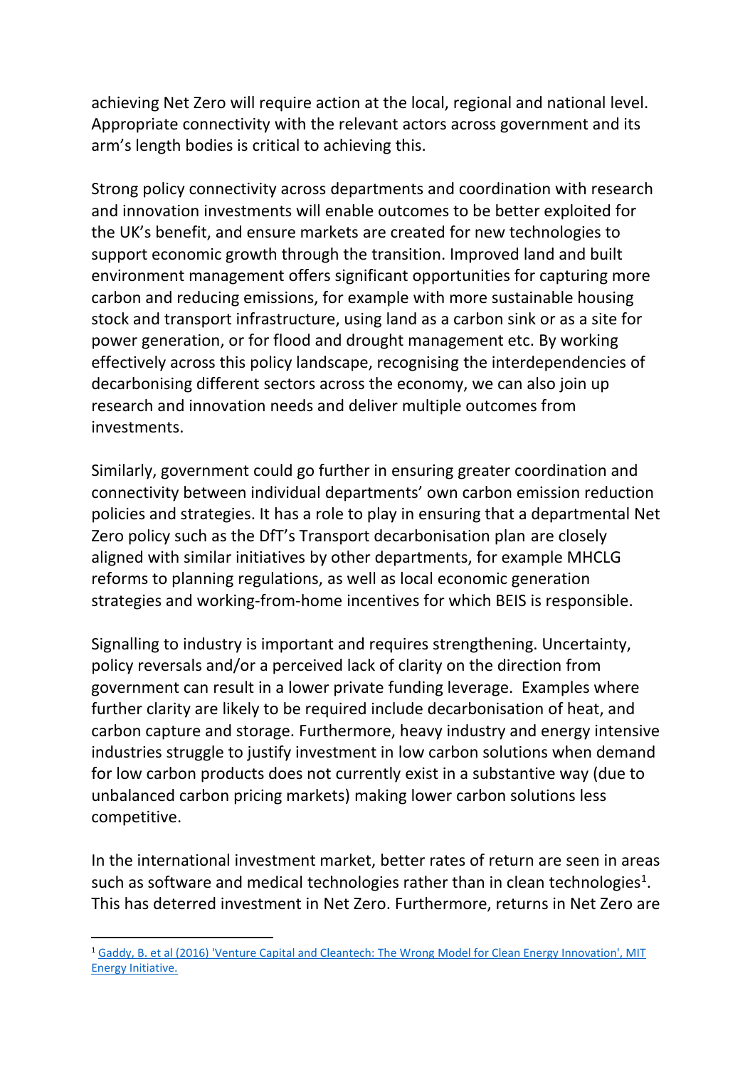achieving Net Zero will require action at the local, regional and national level. Appropriate connectivity with the relevant actors across government and its arm's length bodies is critical to achieving this.

Strong policy connectivity across departments and coordination with research and innovation investments will enable outcomes to be better exploited for the UK's benefit, and ensure markets are created for new technologies to support economic growth through the transition. Improved land and built environment management offers significant opportunities for capturing more carbon and reducing emissions, for example with more sustainable housing stock and transport infrastructure, using land as a carbon sink or as a site for power generation, or for flood and drought management etc. By working effectively across this policy landscape, recognising the interdependencies of decarbonising different sectors across the economy, we can also join up research and innovation needs and deliver multiple outcomes from investments.

Similarly, government could go further in ensuring greater coordination and connectivity between individual departments' own carbon emission reduction policies and strategies. It has a role to play in ensuring that a departmental Net Zero policy such as the DfT's Transport decarbonisation plan are closely aligned with similar initiatives by other departments, for example MHCLG reforms to planning regulations, as well as local economic generation strategies and working-from-home incentives for which BEIS is responsible.

Signalling to industry is important and requires strengthening. Uncertainty, policy reversals and/or a perceived lack of clarity on the direction from government can result in a lower private funding leverage. Examples where further clarity are likely to be required include decarbonisation of heat, and carbon capture and storage. Furthermore, heavy industry and energy intensive industries struggle to justify investment in low carbon solutions when demand for low carbon products does not currently exist in a substantive way (due to unbalanced carbon pricing markets) making lower carbon solutions less competitive.

In the international investment market, better rates of return are seen in areas such as software and medical technologies rather than in clean technologies[1]. This has deterred investment in Net Zero. Furthermore, returns in Net Zero are

[1] Gaddy, B. et al (2016) 'Venture Capital and Cleantech: The Wrong Model for Clean Energy Innovation', MIT Energy Initiative.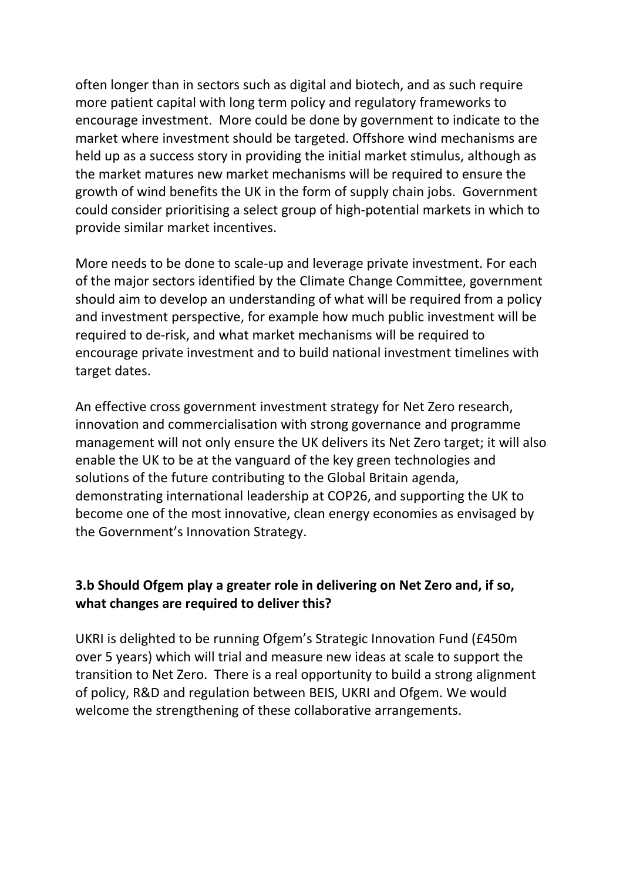often longer than in sectors such as digital and biotech, and as such require more patient capital with long term policy and regulatory frameworks to encourage investment. More could be done by government to indicate to the market where investment should be targeted. Offshore wind mechanisms are held up as a success story in providing the initial market stimulus, although as the market matures new market mechanisms will be required to ensure the growth of wind benefits the UK in the form of supply chain jobs. Government could consider prioritising a select group of high-potential markets in which to provide similar market incentives.

More needs to be done to scale-up and leverage private investment. For each of the major sectors identified by the Climate Change Committee, government should aim to develop an understanding of what will be required from a policy and investment perspective, for example how much public investment will be required to de-risk, and what market mechanisms will be required to encourage private investment and to build national investment timelines with target dates.

An effective cross government investment strategy for Net Zero research, innovation and commercialisation with strong governance and programme management will not only ensure the UK delivers its Net Zero target; it will also enable the UK to be at the vanguard of the key green technologies and solutions of the future contributing to the Global Britain agenda, demonstrating international leadership at COP26, and supporting the UK to become one of the most innovative, clean energy economies as envisaged by the Government's Innovation Strategy.

### 3.b Should Ofgem play a greater role in delivering on Net Zero and, if so, what changes are required to deliver this?

UKRI is delighted to be running Ofgem's Strategic Innovation Fund (£450m over 5 years) which will trial and measure new ideas at scale to support the transition to Net Zero. There is a real opportunity to build a strong alignment of policy, R&D and regulation between BEIS, UKRI and Ofgem. We would welcome the strengthening of these collaborative arrangements.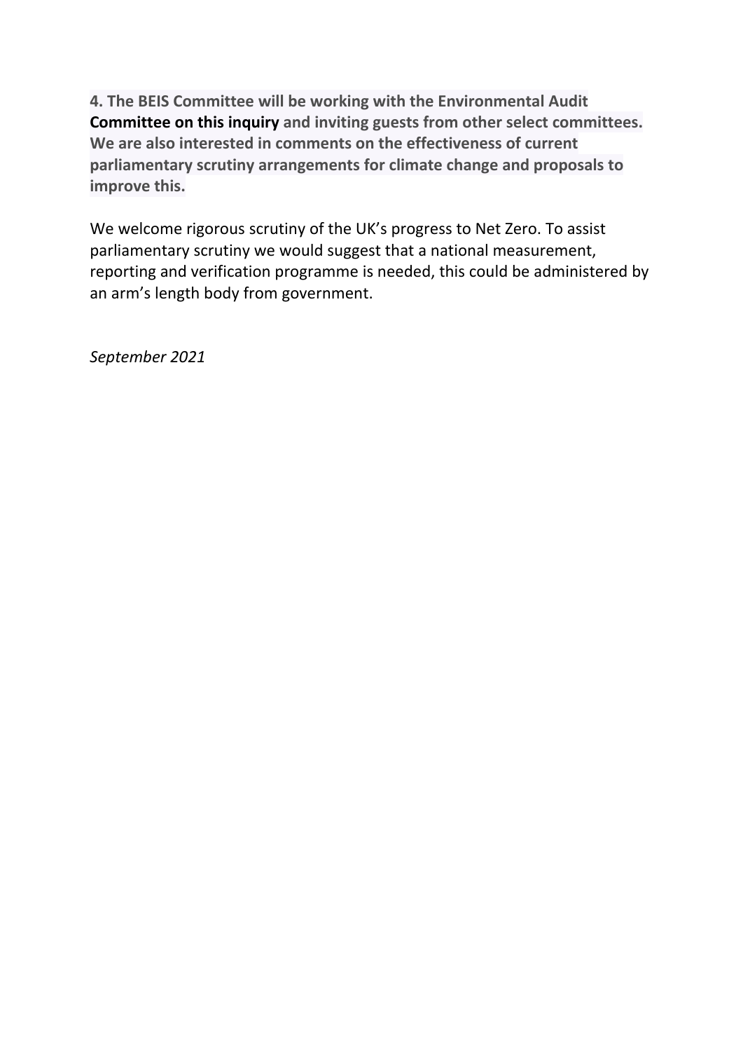**4. The BEIS Committee will be working with the Environmental Audit Committee on this inquiry and inviting guests from other select committees. We are also interested in comments on the effectiveness of current parliamentary scrutiny arrangements for climate change and proposals to improve this.**

We welcome rigorous scrutiny of the UK's progress to Net Zero. To assist parliamentary scrutiny we would suggest that a national measurement, reporting and verification programme is needed, this could be administered by an arm's length body from government.

*September 2021*